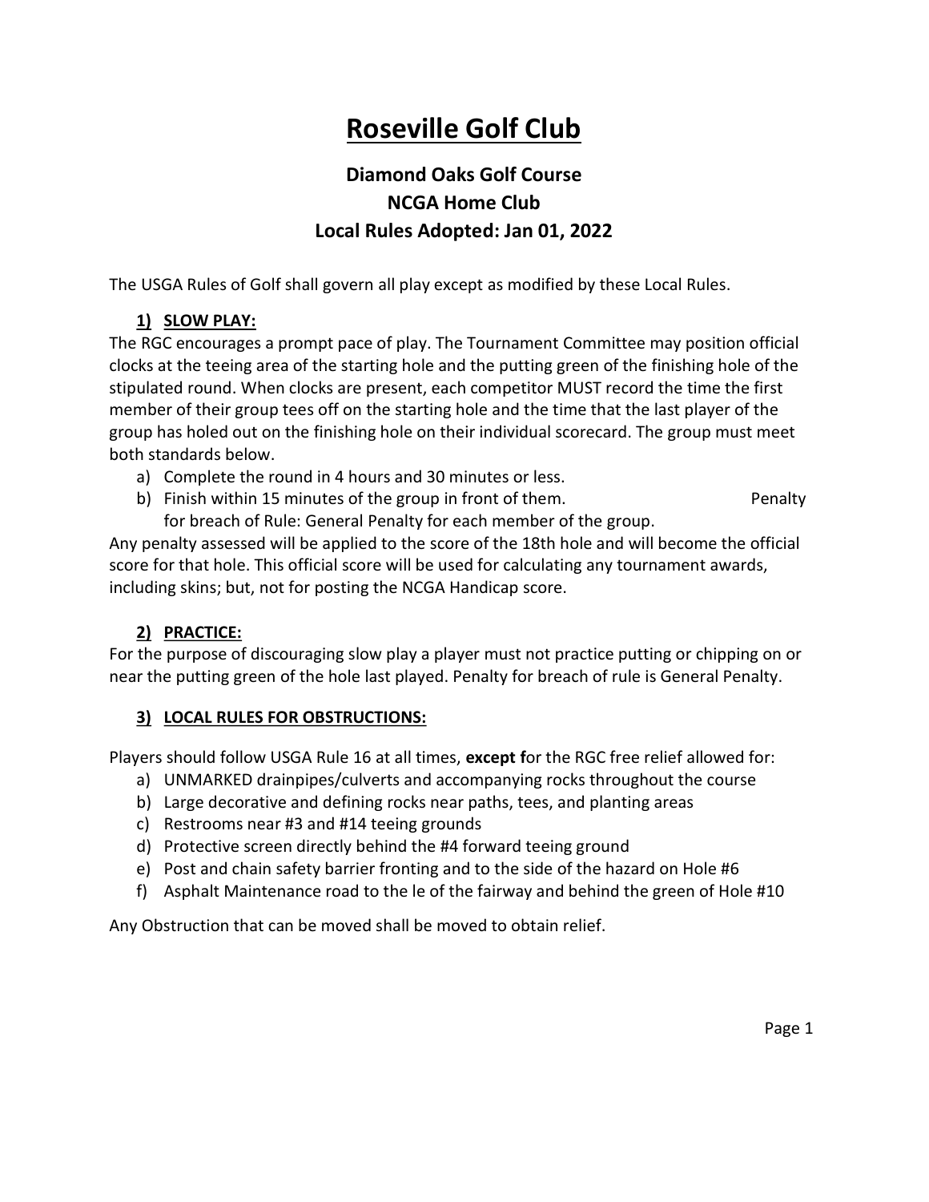# Roseville Golf Club

## Diamond Oaks Golf Course
## NCGA Home Club
## Local Rules Adopted: Jan 01, 2022

The USGA Rules of Golf shall govern all play except as modified by these Local Rules.

### 1) SLOW PLAY:

The RGC encourages a prompt pace of play. The Tournament Committee may position official clocks at the teeing area of the starting hole and the putting green of the finishing hole of the stipulated round. When clocks are present, each competitor MUST record the time the first member of their group tees off on the starting hole and the time that the last player of the group has holed out on the finishing hole on their individual scorecard. The group must meet both standards below.

a) Complete the round in 4 hours and 30 minutes or less.
b) Finish within 15 minutes of the group in front of them. Penalty for breach of Rule: General Penalty for each member of the group.

Any penalty assessed will be applied to the score of the 18th hole and will become the official score for that hole. This official score will be used for calculating any tournament awards, including skins; but, not for posting the NCGA Handicap score.

### 2) PRACTICE:

For the purpose of discouraging slow play a player must not practice putting or chipping on or near the putting green of the hole last played. Penalty for breach of rule is General Penalty.

### 3) LOCAL RULES FOR OBSTRUCTIONS:

Players should follow USGA Rule 16 at all times, **except f**or the RGC free relief allowed for:

a) UNMARKED drainpipes/culverts and accompanying rocks throughout the course
b) Large decorative and defining rocks near paths, tees, and planting areas
c) Restrooms near #3 and #14 teeing grounds
d) Protective screen directly behind the #4 forward teeing ground
e) Post and chain safety barrier fronting and to the side of the hazard on Hole #6
f) Asphalt Maintenance road to the le of the fairway and behind the green of Hole #10

Any Obstruction that can be moved shall be moved to obtain relief.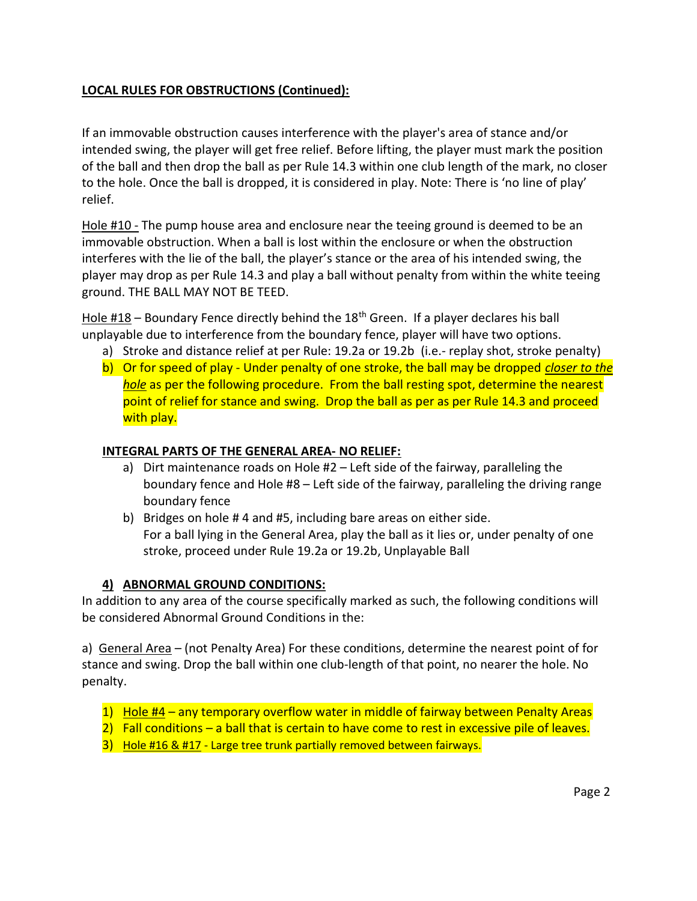**LOCAL RULES FOR OBSTRUCTIONS (Continued):**

If an immovable obstruction causes interference with the player's area of stance and/or intended swing, the player will get free relief. Before lifting, the player must mark the position of the ball and then drop the ball as per Rule 14.3 within one club length of the mark, no closer to the hole. Once the ball is dropped, it is considered in play. Note: There is 'no line of play' relief.

Hole #10 - The pump house area and enclosure near the teeing ground is deemed to be an immovable obstruction. When a ball is lost within the enclosure or when the obstruction interferes with the lie of the ball, the player's stance or the area of his intended swing, the player may drop as per Rule 14.3 and play a ball without penalty from within the white teeing ground. THE BALL MAY NOT BE TEED.

Hole #18 – Boundary Fence directly behind the 18th Green. If a player declares his ball unplayable due to interference from the boundary fence, player will have two options.

a) Stroke and distance relief at per Rule: 19.2a or 19.2b (i.e.- replay shot, stroke penalty)
b) Or for speed of play - Under penalty of one stroke, the ball may be dropped ***closer to the hole*** as per the following procedure. From the ball resting spot, determine the nearest point of relief for stance and swing. Drop the ball as per as per Rule 14.3 and proceed with play.

**INTEGRAL PARTS OF THE GENERAL AREA- NO RELIEF:**

a) Dirt maintenance roads on Hole #2 – Left side of the fairway, paralleling the boundary fence and Hole #8 – Left side of the fairway, paralleling the driving range boundary fence
b) Bridges on hole # 4 and #5, including bare areas on either side.
For a ball lying in the General Area, play the ball as it lies or, under penalty of one stroke, proceed under Rule 19.2a or 19.2b, Unplayable Ball

## 4) ABNORMAL GROUND CONDITIONS:

In addition to any area of the course specifically marked as such, the following conditions will be considered Abnormal Ground Conditions in the:

a) General Area – (not Penalty Area) For these conditions, determine the nearest point of for stance and swing. Drop the ball within one club-length of that point, no nearer the hole. No penalty.

1) Hole #4 – any temporary overflow water in middle of fairway between Penalty Areas
2) Fall conditions – a ball that is certain to have come to rest in excessive pile of leaves.
3) Hole #16 & #17 - Large tree trunk partially removed between fairways.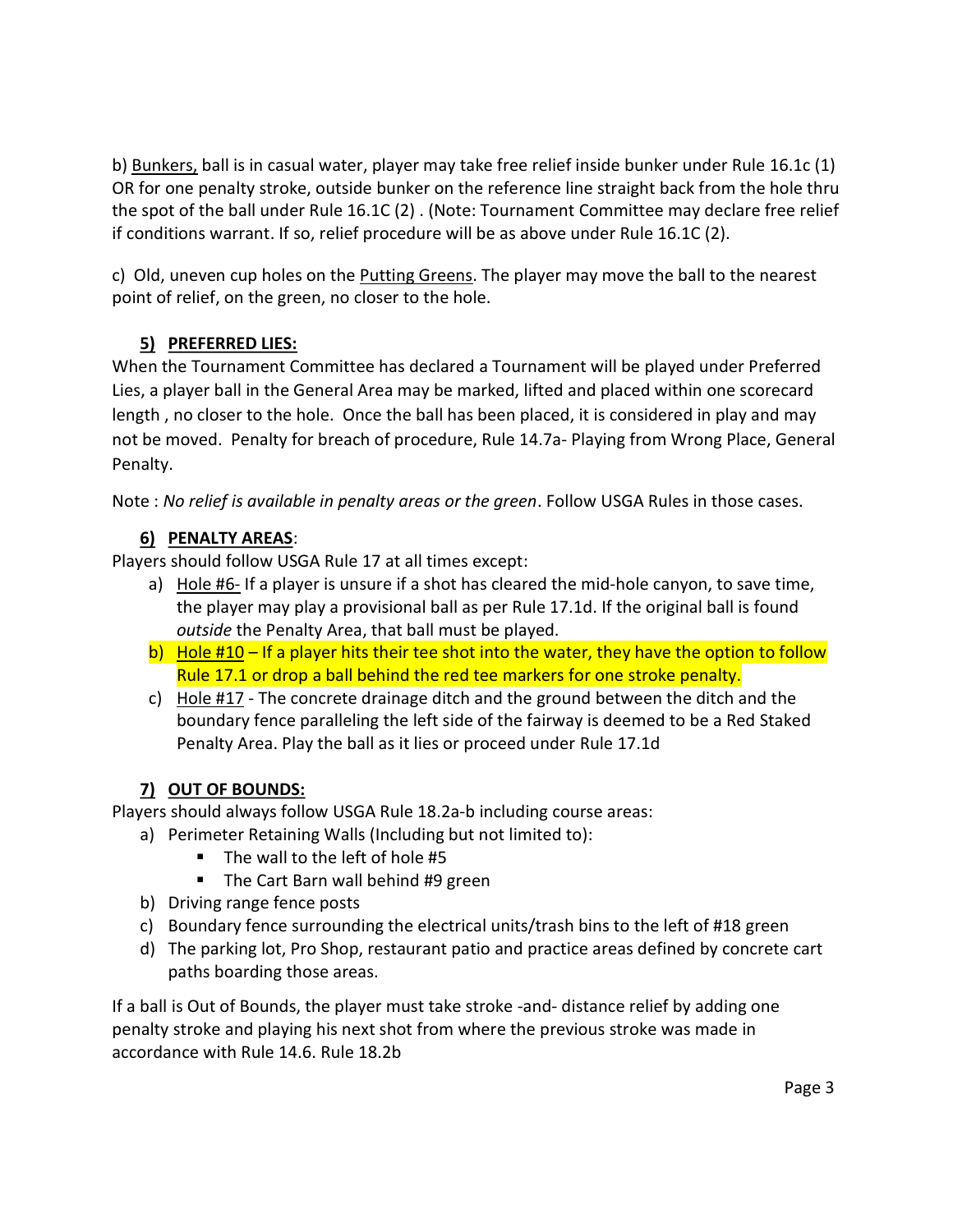b) <u>Bunkers,</u> ball is in casual water, player may take free relief inside bunker under Rule 16.1c (1) OR for one penalty stroke, outside bunker on the reference line straight back from the hole thru the spot of the ball under Rule 16.1C (2) . (Note: Tournament Committee may declare free relief if conditions warrant. If so, relief procedure will be as above under Rule 16.1C (2).

c) Old, uneven cup holes on the <u>Putting Greens</u>. The player may move the ball to the nearest point of relief, on the green, no closer to the hole.

### 5) PREFERRED LIES:

When the Tournament Committee has declared a Tournament will be played under Preferred Lies, a player ball in the General Area may be marked, lifted and placed within one scorecard length , no closer to the hole. Once the ball has been placed, it is considered in play and may not be moved. Penalty for breach of procedure, Rule 14.7a- Playing from Wrong Place, General Penalty.

Note : *No relief is available in penalty areas or the green*. Follow USGA Rules in those cases.

### 6) PENALTY AREAS:

Players should follow USGA Rule 17 at all times except:

a) <u>Hole #6-</u> If a player is unsure if a shot has cleared the mid-hole canyon, to save time, the player may play a provisional ball as per Rule 17.1d. If the original ball is found *outside* the Penalty Area, that ball must be played.

b) <u>Hole #10</u> – If a player hits their tee shot into the water, they have the option to follow Rule 17.1 or drop a ball behind the red tee markers for one stroke penalty.

c) <u>Hole #17</u> - The concrete drainage ditch and the ground between the ditch and the boundary fence paralleling the left side of the fairway is deemed to be a Red Staked Penalty Area. Play the ball as it lies or proceed under Rule 17.1d

### 7) OUT OF BOUNDS:

Players should always follow USGA Rule 18.2a-b including course areas:

a) Perimeter Retaining Walls (Including but not limited to):
   - The wall to the left of hole #5
   - The Cart Barn wall behind #9 green

b) Driving range fence posts

c) Boundary fence surrounding the electrical units/trash bins to the left of #18 green

d) The parking lot, Pro Shop, restaurant patio and practice areas defined by concrete cart paths boarding those areas.

If a ball is Out of Bounds, the player must take stroke -and- distance relief by adding one penalty stroke and playing his next shot from where the previous stroke was made in accordance with Rule 14.6. Rule 18.2b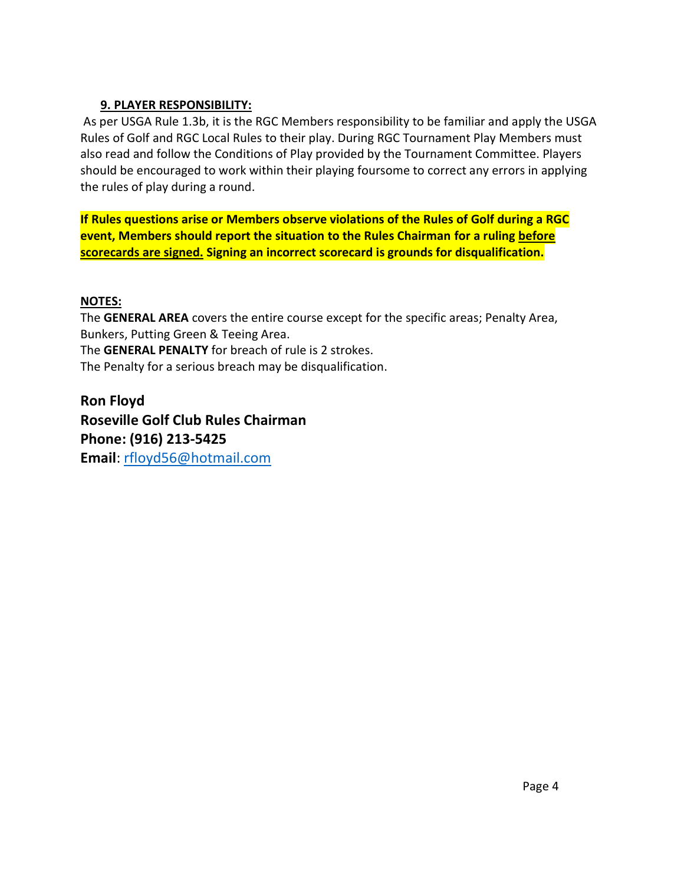### 9. PLAYER RESPONSIBILITY:

As per USGA Rule 1.3b, it is the RGC Members responsibility to be familiar and apply the USGA Rules of Golf and RGC Local Rules to their play. During RGC Tournament Play Members must also read and follow the Conditions of Play provided by the Tournament Committee. Players should be encouraged to work within their playing foursome to correct any errors in applying the rules of play during a round.

**If Rules questions arise or Members observe violations of the Rules of Golf during a RGC event, Members should report the situation to the Rules Chairman for a ruling <u>before scorecards are signed.</u> Signing an incorrect scorecard is grounds for disqualification.**

**<u>NOTES:</u>**

The **GENERAL AREA** covers the entire course except for the specific areas; Penalty Area, Bunkers, Putting Green & Teeing Area.
The **GENERAL PENALTY** for breach of rule is 2 strokes.
The Penalty for a serious breach may be disqualification.

**Ron Floyd**
**Roseville Golf Club Rules Chairman**
**Phone: (916) 213-5425**
**Email**: rfloyd56@hotmail.com